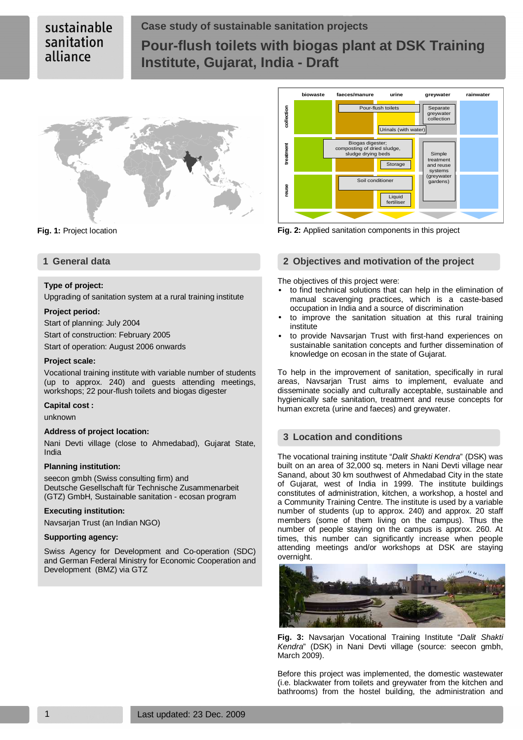sustainable sanitation alliance

# Case study of sustainable sanitation projects

# Pour-flush toilets with biogas plant at DSK Training Institute, Gujarat, India - Draft

**Fig. 1:** Project location

**Fig. 2:** Applied sanitation components in this project

## 1 General data

**Type of project:**

Upgrading of sanitation system at a rural training institute

**Project period:**

Start of planning: July 2004

Start of construction: February 2005

Start of operation: August 2006 onwards

**Project scale:**

Vocational training institute with variable number of students (up to approx. 240) and guests attending meetings, workshops; 22 pour-flush toilets and biogas digester

**Capital cost :**

unknown

**Address of project location:**

Nani Devti village (close to Ahmedabad), Gujarat State, India

**Planning institution:**

seecon gmbh (Swiss consulting firm) and
Deutsche Gesellschaft für Technische Zusammenarbeit (GTZ) GmbH, Sustainable sanitation - ecosan program

**Executing institution:**

Navsarjan Trust (an Indian NGO)

**Supporting agency:**

Swiss Agency for Development and Co-operation (SDC) and German Federal Ministry for Economic Cooperation and Development (BMZ) via GTZ

## 2 Objectives and motivation of the project

The objectives of this project were:

- to find technical solutions that can help in the elimination of manual scavenging practices, which is a caste-based occupation in India and a source of discrimination
- to improve the sanitation situation at this rural training institute
- to provide Navsarjan Trust with first-hand experiences on sustainable sanitation concepts and further dissemination of knowledge on ecosan in the state of Gujarat.

To help in the improvement of sanitation, specifically in rural areas, Navsarjan Trust aims to implement, evaluate and disseminate socially and culturally acceptable, sustainable and hygienically safe sanitation, treatment and reuse concepts for human excreta (urine and faeces) and greywater.

## 3 Location and conditions

The vocational training institute "*Dalit Shakti Kendra*" (DSK) was built on an area of 32,000 sq. meters in Nani Devti village near Sanand, about 30 km southwest of Ahmedabad City in the state of Gujarat, west of India in 1999. The institute buildings constitutes of administration, kitchen, a workshop, a hostel and a Community Training Centre. The institute is used by a variable number of students (up to approx. 240) and approx. 20 staff members (some of them living on the campus). Thus the number of people staying on the campus is approx. 260. At times, this number can significantly increase when people attending meetings and/or workshops at DSK are staying overnight.

**Fig. 3:** Navsarjan Vocational Training Institute "*Dalit Shakti Kendra*" (DSK) in Nani Devti village (source: seecon gmbh, March 2009).

Before this project was implemented, the domestic wastewater (i.e. blackwater from toilets and greywater from the kitchen and bathrooms) from the hostel building, the administration and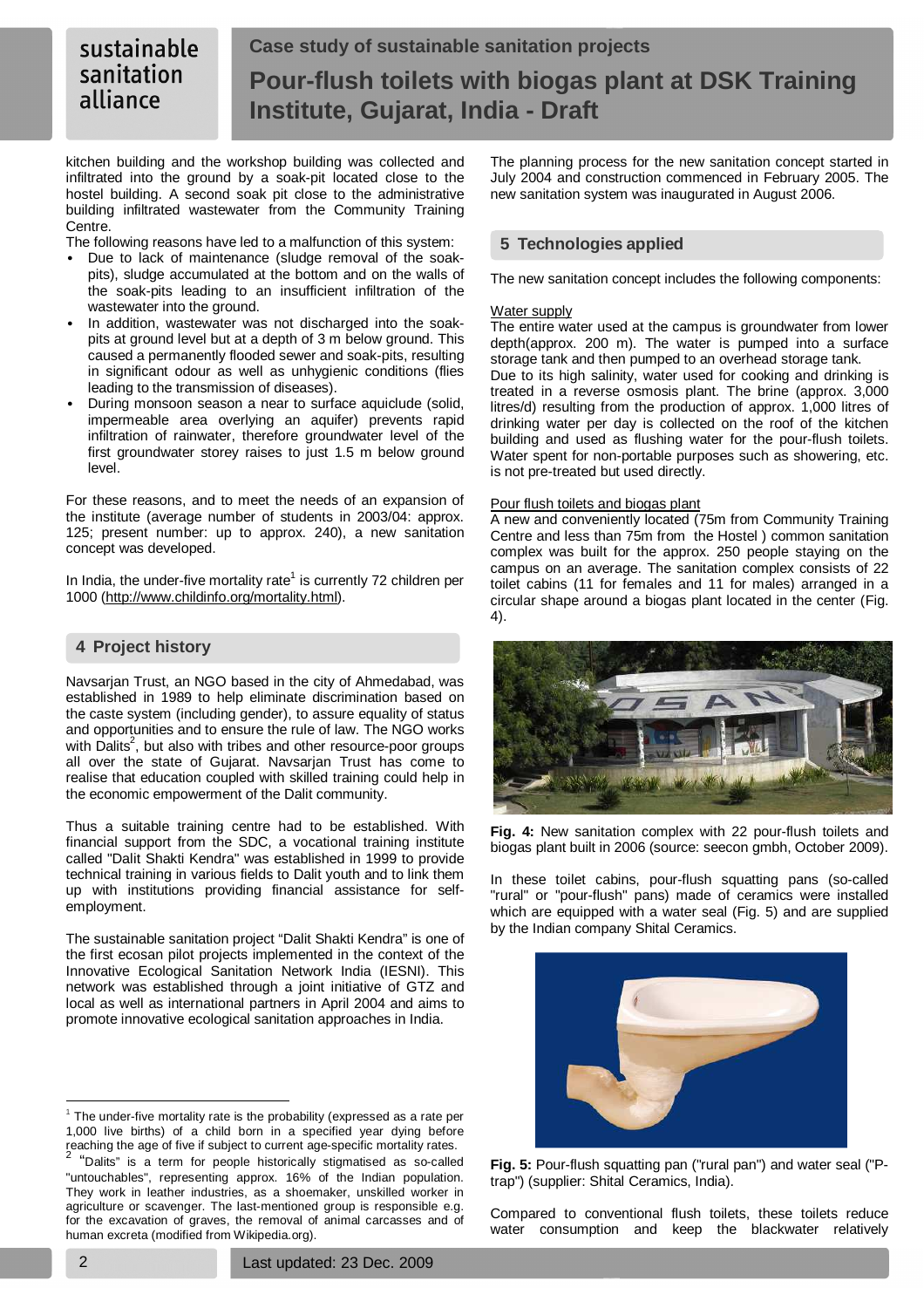kitchen building and the workshop building was collected and infiltrated into the ground by a soak-pit located close to the hostel building. A second soak pit close to the administrative building infiltrated wastewater from the Community Training Centre.

The following reasons have led to a malfunction of this system:

- Due to lack of maintenance (sludge removal of the soak-pits), sludge accumulated at the bottom and on the walls of the soak-pits leading to an insufficient infiltration of the wastewater into the ground.
- In addition, wastewater was not discharged into the soak-pits at ground level but at a depth of 3 m below ground. This caused a permanently flooded sewer and soak-pits, resulting in significant odour as well as unhygienic conditions (flies leading to the transmission of diseases).
- During monsoon season a near to surface aquiclude (solid, impermeable area overlying an aquifer) prevents rapid infiltration of rainwater, therefore groundwater level of the first groundwater storey raises to just 1.5 m below ground level.

For these reasons, and to meet the needs of an expansion of the institute (average number of students in 2003/04: approx. 125; present number: up to approx. 240), a new sanitation concept was developed.

In India, the under-five mortality rate[1] is currently 72 children per 1000 (http://www.childinfo.org/mortality.html).

## 4 Project history

Navsarjan Trust, an NGO based in the city of Ahmedabad, was established in 1989 to help eliminate discrimination based on the caste system (including gender), to assure equality of status and opportunities and to ensure the rule of law. The NGO works with Dalits[2], but also with tribes and other resource-poor groups all over the state of Gujarat. Navsarjan Trust has come to realise that education coupled with skilled training could help in the economic empowerment of the Dalit community.

Thus a suitable training centre had to be established. With financial support from the SDC, a vocational training institute called "Dalit Shakti Kendra" was established in 1999 to provide technical training in various fields to Dalit youth and to link them up with institutions providing financial assistance for self-employment.

The sustainable sanitation project "Dalit Shakti Kendra" is one of the first ecosan pilot projects implemented in the context of the Innovative Ecological Sanitation Network India (IESNI). This network was established through a joint initiative of GTZ and local as well as international partners in April 2004 and aims to promote innovative ecological sanitation approaches in India.

The planning process for the new sanitation concept started in July 2004 and construction commenced in February 2005. The new sanitation system was inaugurated in August 2006.

## 5 Technologies applied

The new sanitation concept includes the following components:

Water supply

The entire water used at the campus is groundwater from lower depth(approx. 200 m). The water is pumped into a surface storage tank and then pumped to an overhead storage tank.

Due to its high salinity, water used for cooking and drinking is treated in a reverse osmosis plant. The brine (approx. 3,000 litres/d) resulting from the production of approx. 1,000 litres of drinking water per day is collected on the roof of the kitchen building and used as flushing water for the pour-flush toilets. Water spent for non-portable purposes such as showering, etc. is not pre-treated but used directly.

Pour flush toilets and biogas plant

A new and conveniently located (75m from Community Training Centre and less than 75m from the Hostel ) common sanitation complex was built for the approx. 250 people staying on the campus on an average. The sanitation complex consists of 22 toilet cabins (11 for females and 11 for males) arranged in a circular shape around a biogas plant located in the center (Fig. 4).

**Fig. 4:** New sanitation complex with 22 pour-flush toilets and biogas plant built in 2006 (source: seecon gmbh, October 2009).

In these toilet cabins, pour-flush squatting pans (so-called "rural" or "pour-flush" pans) made of ceramics were installed which are equipped with a water seal (Fig. 5) and are supplied by the Indian company Shital Ceramics.

**Fig. 5:** Pour-flush squatting pan ("rural pan") and water seal ("P-trap") (supplier: Shital Ceramics, India).

Compared to conventional flush toilets, these toilets reduce water consumption and keep the blackwater relatively

---

[1] The under-five mortality rate is the probability (expressed as a rate per 1,000 live births) of a child born in a specified year dying before reaching the age of five if subject to current age-specific mortality rates.

[2] "Dalits" is a term for people historically stigmatised as so-called "untouchables", representing approx. 16% of the Indian population. They work in leather industries, as a shoemaker, unskilled worker in agriculture or scavenger. The last-mentioned group is responsible e.g. for the excavation of graves, the removal of animal carcasses and of human excreta (modified from Wikipedia.org).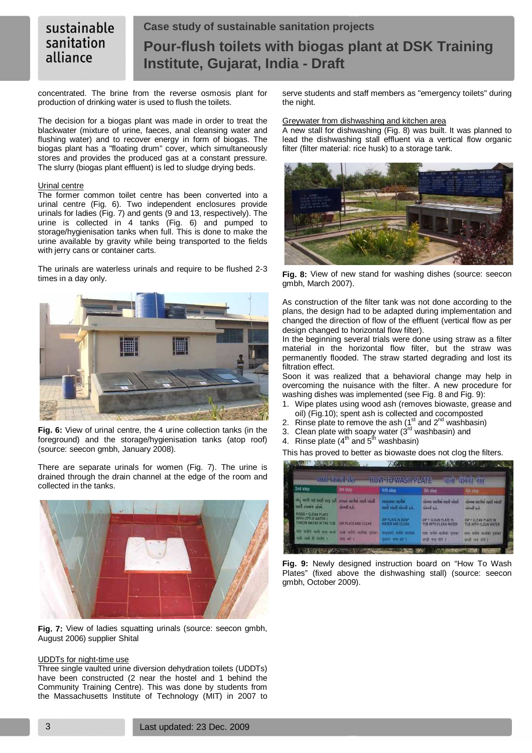concentrated. The brine from the reverse osmosis plant for production of drinking water is used to flush the toilets.

The decision for a biogas plant was made in order to treat the blackwater (mixture of urine, faeces, anal cleansing water and flushing water) and to recover energy in form of biogas. The biogas plant has a "floating drum" cover, which simultaneously stores and provides the produced gas at a constant pressure. The slurry (biogas plant effluent) is led to sludge drying beds.

### Urinal centre

The former common toilet centre has been converted into a urinal centre (Fig. 6). Two independent enclosures provide urinals for ladies (Fig. 7) and gents (9 and 13, respectively). The urine is collected in 4 tanks (Fig. 6) and pumped to storage/hygienisation tanks when full. This is done to make the urine available by gravity while being transported to the fields with jerry cans or container carts.

The urinals are waterless urinals and require to be flushed 2-3 times in a day only.

**Fig. 6:** View of urinal centre, the 4 urine collection tanks (in the foreground) and the storage/hygienisation tanks (atop roof) (source: seecon gmbh, January 2008).

There are separate urinals for women (Fig. 7). The urine is drained through the drain channel at the edge of the room and collected in the tanks.

**Fig. 7:** View of ladies squatting urinals (source: seecon gmbh, August 2006) supplier Shital

### UDDTs for night-time use

Three single vaulted urine diversion dehydration toilets (UDDTs) have been constructed (2 near the hostel and 1 behind the Community Training Centre). This was done by students from the Massachusetts Institute of Technology (MIT) in 2007 to serve students and staff members as "emergency toilets" during the night.

### Greywater from dishwashing and kitchen area

A new stall for dishwashing (Fig. 8) was built. It was planned to lead the dishwashing stall effluent via a vertical flow organic filter (filter material: rice husk) to a storage tank.

**Fig. 8:** View of new stand for washing dishes (source: seecon gmbh, March 2007).

As construction of the filter tank was not done according to the plans, the design had to be adapted during implementation and changed the direction of flow of the effluent (vertical flow as per design changed to horizontal flow filter).

In the beginning several trials were done using straw as a filter material in the horizontal flow filter, but the straw was permanently flooded. The straw started degrading and lost its filtration effect.

Soon it was realized that a behavioral change may help in overcoming the nuisance with the filter. A new procedure for washing dishes was implemented (see Fig. 8 and Fig. 9):

1. Wipe plates using wood ash (removes biowaste, grease and oil) (Fig.10); spent ash is collected and cocomposted
2. Rinse plate to remove the ash (1st and 2nd washbasin)
3. Clean plate with soapy water (3rd washbasin) and
4. Rinse plate (4th and 5th washbasin)

This has proved to better as biowaste does not clog the filters.

**Fig. 9:** Newly designed instruction board on "How To Wash Plates" (fixed above the dishwashing stall) (source: seecon gmbh, October 2009).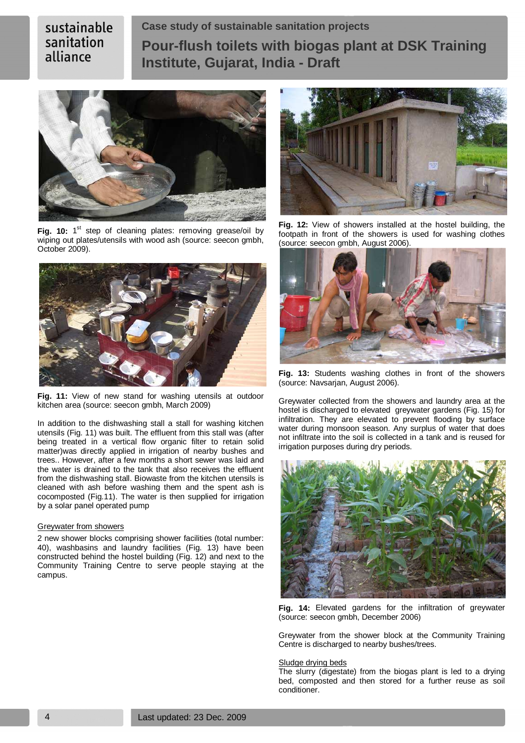Fig. 10: 1st step of cleaning plates: removing grease/oil by wiping out plates/utensils with wood ash (source: seecon gmbh, October 2009).

Fig. 11: View of new stand for washing utensils at outdoor kitchen area (source: seecon gmbh, March 2009)

In addition to the dishwashing stall a stall for washing kitchen utensils (Fig. 11) was built. The effluent from this stall was (after being treated in a vertical flow organic filter to retain solid matter)was directly applied in irrigation of nearby bushes and trees.. However, after a few months a short sewer was laid and the water is drained to the tank that also receives the effluent from the dishwashing stall. Biowaste from the kitchen utensils is cleaned with ash before washing them and the spent ash is cocomposted (Fig.11). The water is then supplied for irrigation by a solar panel operated pump

Greywater from showers

2 new shower blocks comprising shower facilities (total number: 40), washbasins and laundry facilities (Fig. 13) have been constructed behind the hostel building (Fig. 12) and next to the Community Training Centre to serve people staying at the campus.

Fig. 12: View of showers installed at the hostel building, the footpath in front of the showers is used for washing clothes (source: seecon gmbh, August 2006).

Fig. 13: Students washing clothes in front of the showers (source: Navsarjan, August 2006).

Greywater collected from the showers and laundry area at the hostel is discharged to elevated greywater gardens (Fig. 15) for infiltration. They are elevated to prevent flooding by surface water during monsoon season. Any surplus of water that does not infiltrate into the soil is collected in a tank and is reused for irrigation purposes during dry periods.

Fig. 14: Elevated gardens for the infiltration of greywater (source: seecon gmbh, December 2006)

Greywater from the shower block at the Community Training Centre is discharged to nearby bushes/trees.

Sludge drying beds

The slurry (digestate) from the biogas plant is led to a drying bed, composted and then stored for a further reuse as soil conditioner.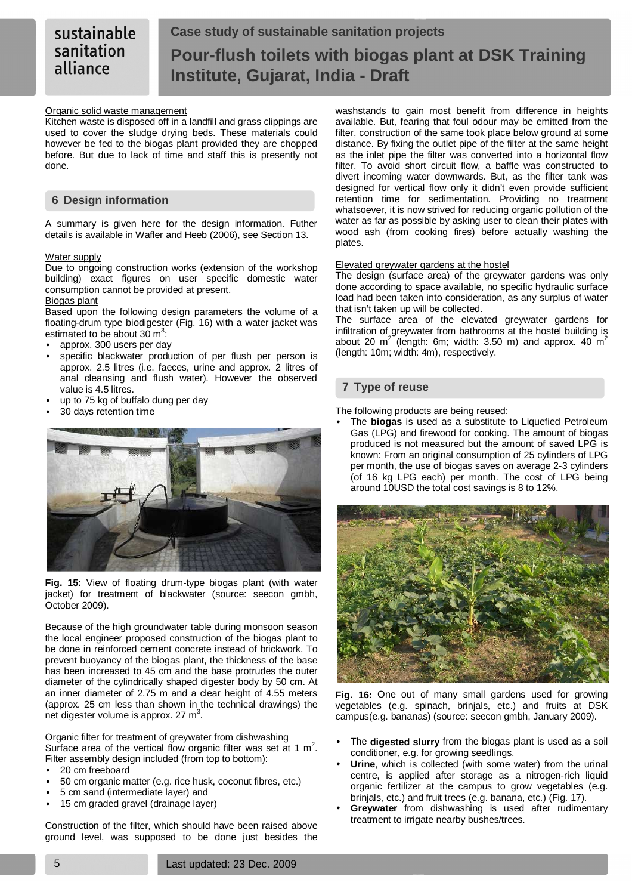#### Organic solid waste management

Kitchen waste is disposed off in a landfill and grass clippings are used to cover the sludge drying beds. These materials could however be fed to the biogas plant provided they are chopped before. But due to lack of time and staff this is presently not done.

## 6 Design information

A summary is given here for the design information. Futher details is available in Wafler and Heeb (2006), see Section 13.

#### Water supply

Due to ongoing construction works (extension of the workshop building) exact figures on user specific domestic water consumption cannot be provided at present.

#### Biogas plant

Based upon the following design parameters the volume of a floating-drum type biodigester (Fig. 16) with a water jacket was estimated to be about 30 $m^3$:

- approx. 300 users per day
- specific blackwater production of per flush per person is approx. 2.5 litres (i.e. faeces, urine and approx. 2 litres of anal cleansing and flush water). However the observed value is 4.5 litres.
- up to 75 kg of buffalo dung per day
- 30 days retention time

**Fig. 15:** View of floating drum-type biogas plant (with water jacket) for treatment of blackwater (source: seecon gmbh, October 2009).

Because of the high groundwater table during monsoon season the local engineer proposed construction of the biogas plant to be done in reinforced cement concrete instead of brickwork. To prevent buoyancy of the biogas plant, the thickness of the base has been increased to 45 cm and the base protrudes the outer diameter of the cylindrically shaped digester body by 50 cm. At an inner diameter of 2.75 m and a clear height of 4.55 meters (approx. 25 cm less than shown in the technical drawings) the net digester volume is approx. 27 $m^3$.

#### Organic filter for treatment of greywater from dishwashing

Surface area of the vertical flow organic filter was set at 1 $m^2$. Filter assembly design included (from top to bottom):

- 20 cm freeboard
- 50 cm organic matter (e.g. rice husk, coconut fibres, etc.)
- 5 cm sand (intermediate layer) and
- 15 cm graded gravel (drainage layer)

Construction of the filter, which should have been raised above ground level, was supposed to be done just besides the washstands to gain most benefit from difference in heights available. But, fearing that foul odour may be emitted from the filter, construction of the same took place below ground at some distance. By fixing the outlet pipe of the filter at the same height as the inlet pipe the filter was converted into a horizontal flow filter. To avoid short circuit flow, a baffle was constructed to divert incoming water downwards. But, as the filter tank was designed for vertical flow only it didn't even provide sufficient retention time for sedimentation. Providing no treatment whatsoever, it is now strived for reducing organic pollution of the water as far as possible by asking user to clean their plates with wood ash (from cooking fires) before actually washing the plates.

#### Elevated greywater gardens at the hostel

The design (surface area) of the greywater gardens was only done according to space available, no specific hydraulic surface load had been taken into consideration, as any surplus of water that isn't taken up will be collected.

The surface area of the elevated greywater gardens for infiltration of greywater from bathrooms at the hostel building is about 20 $m^2$ (length: 6m; width: 3.50 m) and approx. 40 $m^2$ (length: 10m; width: 4m), respectively.

## 7 Type of reuse

The following products are being reused:

- The **biogas** is used as a substitute to Liquefied Petroleum Gas (LPG) and firewood for cooking. The amount of biogas produced is not measured but the amount of saved LPG is known: From an original consumption of 25 cylinders of LPG per month, the use of biogas saves on average 2-3 cylinders (of 16 kg LPG each) per month. The cost of LPG being around 10USD the total cost savings is 8 to 12%.

**Fig. 16:** One out of many small gardens used for growing vegetables (e.g. spinach, brinjals, etc.) and fruits at DSK campus(e.g. bananas) (source: seecon gmbh, January 2009).

- The **digested slurry** from the biogas plant is used as a soil conditioner, e.g. for growing seedlings.
- **Urine**, which is collected (with some water) from the urinal centre, is applied after storage as a nitrogen-rich liquid organic fertilizer at the campus to grow vegetables (e.g. brinjals, etc.) and fruit trees (e.g. banana, etc.) (Fig. 17).
- **Greywater** from dishwashing is used after rudimentary treatment to irrigate nearby bushes/trees.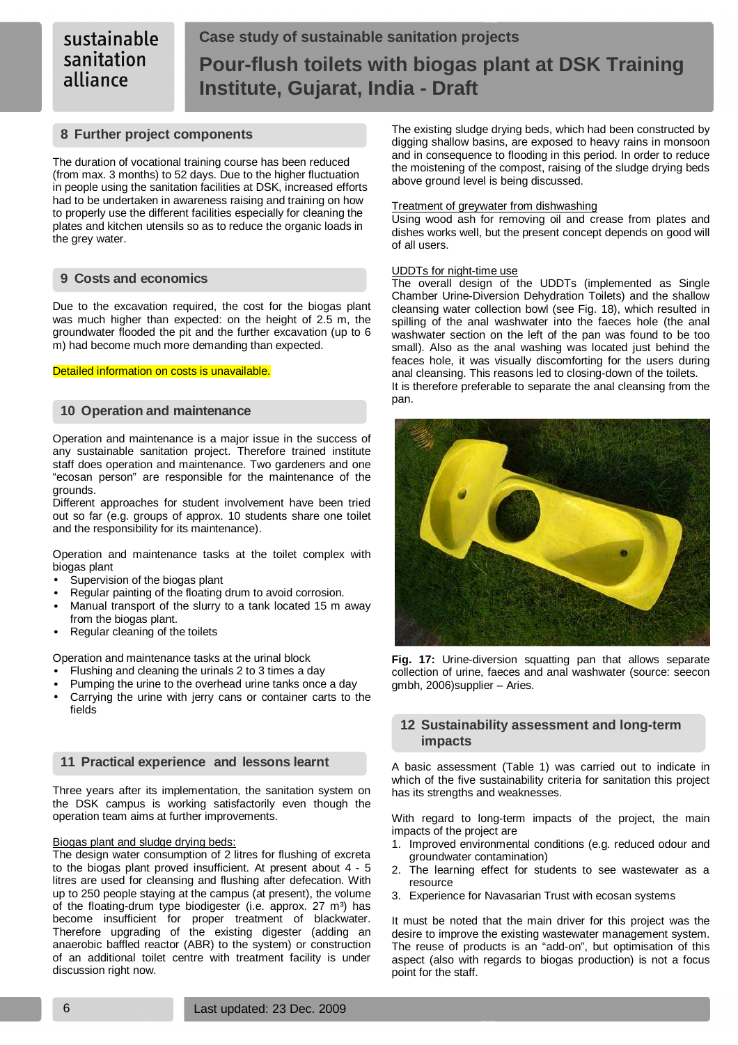## 8 Further project components

The duration of vocational training course has been reduced (from max. 3 months) to 52 days. Due to the higher fluctuation in people using the sanitation facilities at DSK, increased efforts had to be undertaken in awareness raising and training on how to properly use the different facilities especially for cleaning the plates and kitchen utensils so as to reduce the organic loads in the grey water.

## 9 Costs and economics

Due to the excavation required, the cost for the biogas plant was much higher than expected: on the height of 2.5 m, the groundwater flooded the pit and the further excavation (up to 6 m) had become much more demanding than expected.

Detailed information on costs is unavailable.

## 10 Operation and maintenance

Operation and maintenance is a major issue in the success of any sustainable sanitation project. Therefore trained institute staff does operation and maintenance. Two gardeners and one "ecosan person" are responsible for the maintenance of the grounds.

Different approaches for student involvement have been tried out so far (e.g. groups of approx. 10 students share one toilet and the responsibility for its maintenance).

Operation and maintenance tasks at the toilet complex with biogas plant

- Supervision of the biogas plant
- Regular painting of the floating drum to avoid corrosion.
- Manual transport of the slurry to a tank located 15 m away from the biogas plant.
- Regular cleaning of the toilets

Operation and maintenance tasks at the urinal block

- Flushing and cleaning the urinals 2 to 3 times a day
- Pumping the urine to the overhead urine tanks once a day
- Carrying the urine with jerry cans or container carts to the fields

## 11 Practical experience and lessons learnt

Three years after its implementation, the sanitation system on the DSK campus is working satisfactorily even though the operation team aims at further improvements.

Biogas plant and sludge drying beds:

The design water consumption of 2 litres for flushing of excreta to the biogas plant proved insufficient. At present about 4 - 5 litres are used for cleansing and flushing after defecation. With up to 250 people staying at the campus (at present), the volume of the floating-drum type biodigester (i.e. approx. 27 m³) has become insufficient for proper treatment of blackwater. Therefore upgrading of the existing digester (adding an anaerobic baffled reactor (ABR) to the system) or construction of an additional toilet centre with treatment facility is under discussion right now.

The existing sludge drying beds, which had been constructed by digging shallow basins, are exposed to heavy rains in monsoon and in consequence to flooding in this period. In order to reduce the moistening of the compost, raising of the sludge drying beds above ground level is being discussed.

Treatment of greywater from dishwashing

Using wood ash for removing oil and crease from plates and dishes works well, but the present concept depends on good will of all users.

UDDTs for night-time use

The overall design of the UDDTs (implemented as Single Chamber Urine-Diversion Dehydration Toilets) and the shallow cleansing water collection bowl (see Fig. 18), which resulted in spilling of the anal washwater into the faeces hole (the anal washwater section on the left of the pan was found to be too small). Also as the anal washing was located just behind the feaces hole, it was visually discomforting for the users during anal cleansing. This reasons led to closing-down of the toilets.

It is therefore preferable to separate the anal cleansing from the pan.

**Fig. 17:** Urine-diversion squatting pan that allows separate collection of urine, faeces and anal washwater (source: seecon gmbh, 2006)supplier – Aries.

## 12 Sustainability assessment and long-term impacts

A basic assessment (Table 1) was carried out to indicate in which of the five sustainability criteria for sanitation this project has its strengths and weaknesses.

With regard to long-term impacts of the project, the main impacts of the project are

1. Improved environmental conditions (e.g. reduced odour and groundwater contamination)
2. The learning effect for students to see wastewater as a resource
3. Experience for Navasarian Trust with ecosan systems

It must be noted that the main driver for this project was the desire to improve the existing wastewater management system. The reuse of products is an "add-on", but optimisation of this aspect (also with regards to biogas production) is not a focus point for the staff.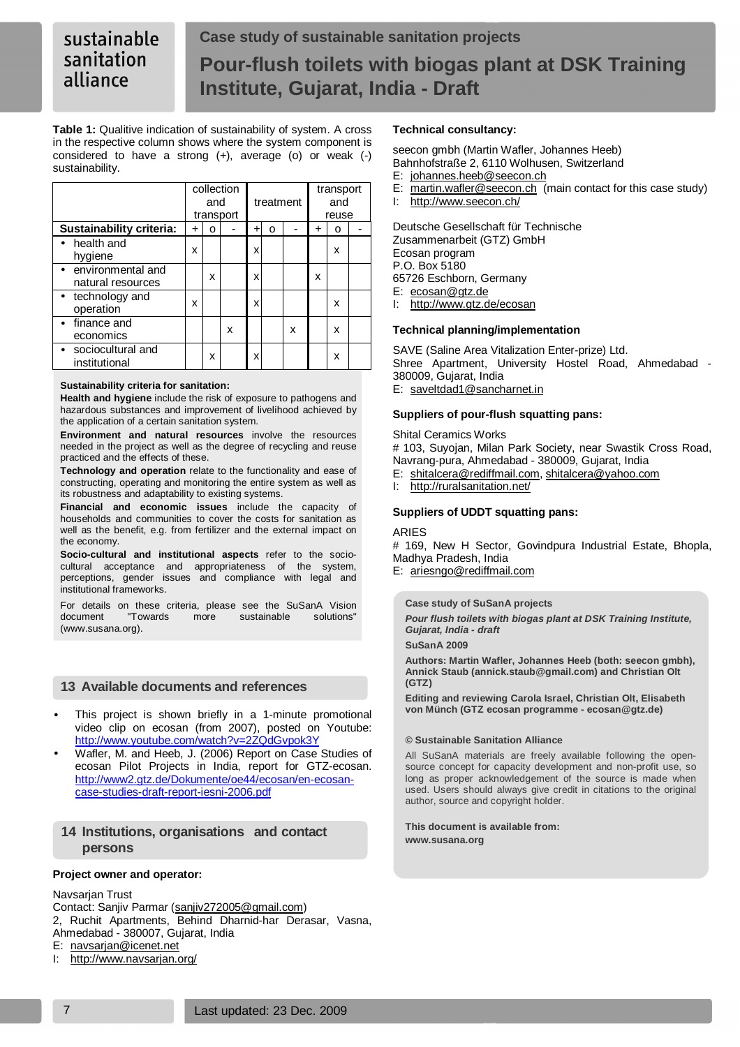**Table 1:** Qualitive indication of sustainability of system. A cross in the respective column shows where the system component is considered to have a strong (+), average (o) or weak (-) sustainability.

| | collection and transport | | | treatment | | | transport and reuse | | |
|---|---|---|---|---|---|---|---|---|---|
| **Sustainability criteria:** | + | o | - | + | o | - | + | o | - |
| • health and hygiene | x | | | x | | | | x | |
| • environmental and natural resources | | x | | x | | | x | | |
| • technology and operation | x | | | x | | | | x | |
| • finance and economics | | | x | | | x | | x | |
| • sociocultural and institutional | | x | | x | | | | x | |

**Sustainability criteria for sanitation:**

**Health and hygiene** include the risk of exposure to pathogens and hazardous substances and improvement of livelihood achieved by the application of a certain sanitation system.

**Environment and natural resources** involve the resources needed in the project as well as the degree of recycling and reuse practiced and the effects of these.

**Technology and operation** relate to the functionality and ease of constructing, operating and monitoring the entire system as well as its robustness and adaptability to existing systems.

**Financial and economic issues** include the capacity of households and communities to cover the costs for sanitation as well as the benefit, e.g. from fertilizer and the external impact on the economy.

**Socio-cultural and institutional aspects** refer to the socio-cultural acceptance and appropriateness of the system, perceptions, gender issues and compliance with legal and institutional frameworks.

For details on these criteria, please see the SuSanA Vision document "Towards more sustainable solutions" (www.susana.org).

## 13 Available documents and references

- This project is shown briefly in a 1-minute promotional video clip on ecosan (from 2007), posted on Youtube: http://www.youtube.com/watch?v=2ZQdGvpok3Y
- Wafler, M. and Heeb, J. (2006) Report on Case Studies of ecosan Pilot Projects in India, report for GTZ-ecosan. http://www2.gtz.de/Dokumente/oe44/ecosan/en-ecosan-case-studies-draft-report-iesni-2006.pdf

## 14 Institutions, organisations and contact persons

**Project owner and operator:**

Navsarjan Trust
Contact: Sanjiv Parmar (sanjiv272005@gmail.com)
2, Ruchit Apartments, Behind Dharnid-har Derasar, Vasna, Ahmedabad - 380007, Gujarat, India
E: navsarjan@icenet.net
I: http://www.navsarjan.org/

**Technical consultancy:**

seecon gmbh (Martin Wafler, Johannes Heeb)
Bahnhofstraße 2, 6110 Wolhusen, Switzerland
E: johannes.heeb@seecon.ch
E: martin.wafler@seecon.ch (main contact for this case study)
I: http://www.seecon.ch/

Deutsche Gesellschaft für Technische Zusammenarbeit (GTZ) GmbH
Ecosan program
P.O. Box 5180
65726 Eschborn, Germany
E: ecosan@gtz.de
I: http://www.gtz.de/ecosan

**Technical planning/implementation**

SAVE (Saline Area Vitalization Enter-prize) Ltd.
Shree Apartment, University Hostel Road, Ahmedabad - 380009, Gujarat, India
E: saveltdad1@sancharnet.in

**Suppliers of pour-flush squatting pans:**

Shital Ceramics Works
# 103, Suyojan, Milan Park Society, near Swastik Cross Road, Navrang-pura, Ahmedabad - 380009, Gujarat, India
E: shitalcera@rediffmail.com, shitalcera@yahoo.com
I: http://ruralsanitation.net/

**Suppliers of UDDT squatting pans:**

ARIES
# 169, New H Sector, Govindpura Industrial Estate, Bhopla, Madhya Pradesh, India
E: ariesngo@rediffmail.com

**Case study of SuSanA projects**

***Pour flush toilets with biogas plant at DSK Training Institute, Gujarat, India - draft***

**SuSanA 2009**

**Authors: Martin Wafler, Johannes Heeb (both: seecon gmbh), Annick Staub (annick.staub@gmail.com) and Christian Olt (GTZ)**

**Editing and reviewing Carola Israel, Christian Olt, Elisabeth von Münch (GTZ ecosan programme - ecosan@gtz.de)**

**© Sustainable Sanitation Alliance**

All SuSanA materials are freely available following the open-source concept for capacity development and non-profit use, so long as proper acknowledgement of the source is made when used. Users should always give credit in citations to the original author, source and copyright holder.

**This document is available from:**
**www.susana.org**